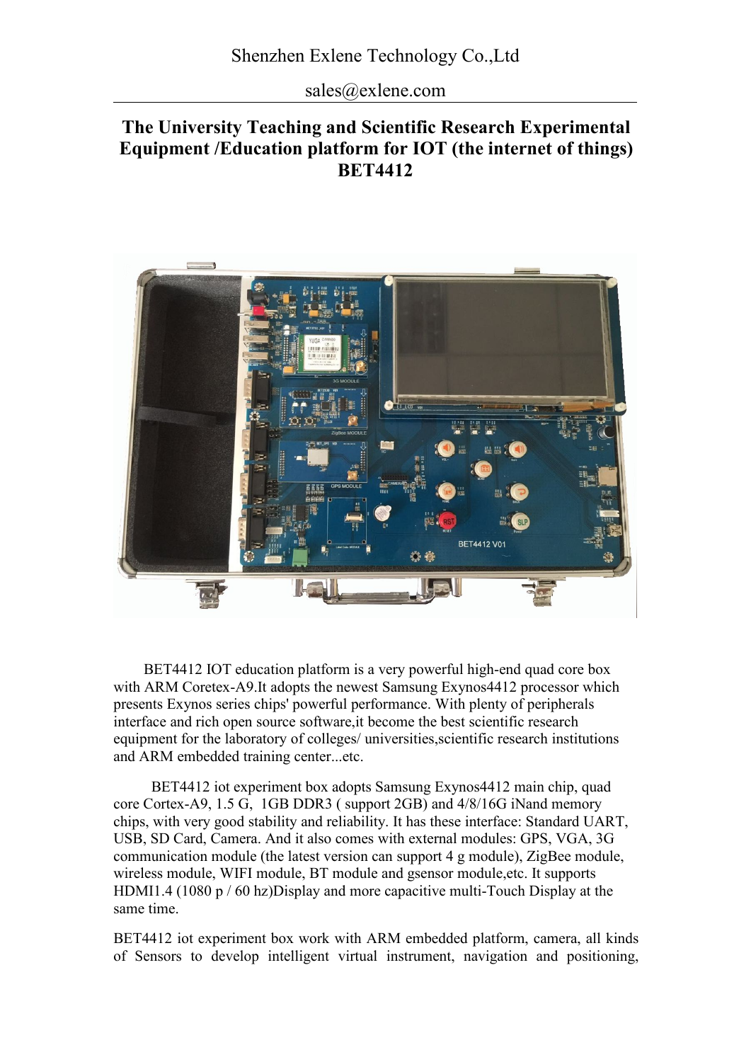Shenzhen Exlene Technology Co.,Ltd

sales@exlene.com

# The University Teaching and Scientific Research Experimental Equipment /Education platform for IOT (the internet of things) BET4412

BET4412 IOT education platform is a very powerful high-end quad core box with ARM Coretex-A9.It adopts the newest Samsung Exynos4412 processor which presents Exynos series chips' powerful performance. With plenty of peripherals interface and rich open source software,it become the best scientific research equipment for the laboratory of colleges/ universities,scientific research institutions and ARM embedded training center...etc.

BET4412 iot experiment box adopts Samsung Exynos4412 main chip, quad core Cortex-A9, 1.5 G, 1GB DDR3 ( support 2GB) and 4/8/16G iNand memory chips, with very good stability and reliability. It has these interface: Standard UART, USB, SD Card, Camera. And it also comes with external modules: GPS, VGA, 3G communication module (the latest version can support 4 g module), ZigBee module, wireless module, WIFI module, BT module and gsensor module,etc. It supports HDMI1.4 (1080 p / 60 hz)Display and more capacitive multi-Touch Display at the same time.

BET4412 iot experiment box work with ARM embedded platform, camera, all kinds of Sensors to develop intelligent virtual instrument, navigation and positioning,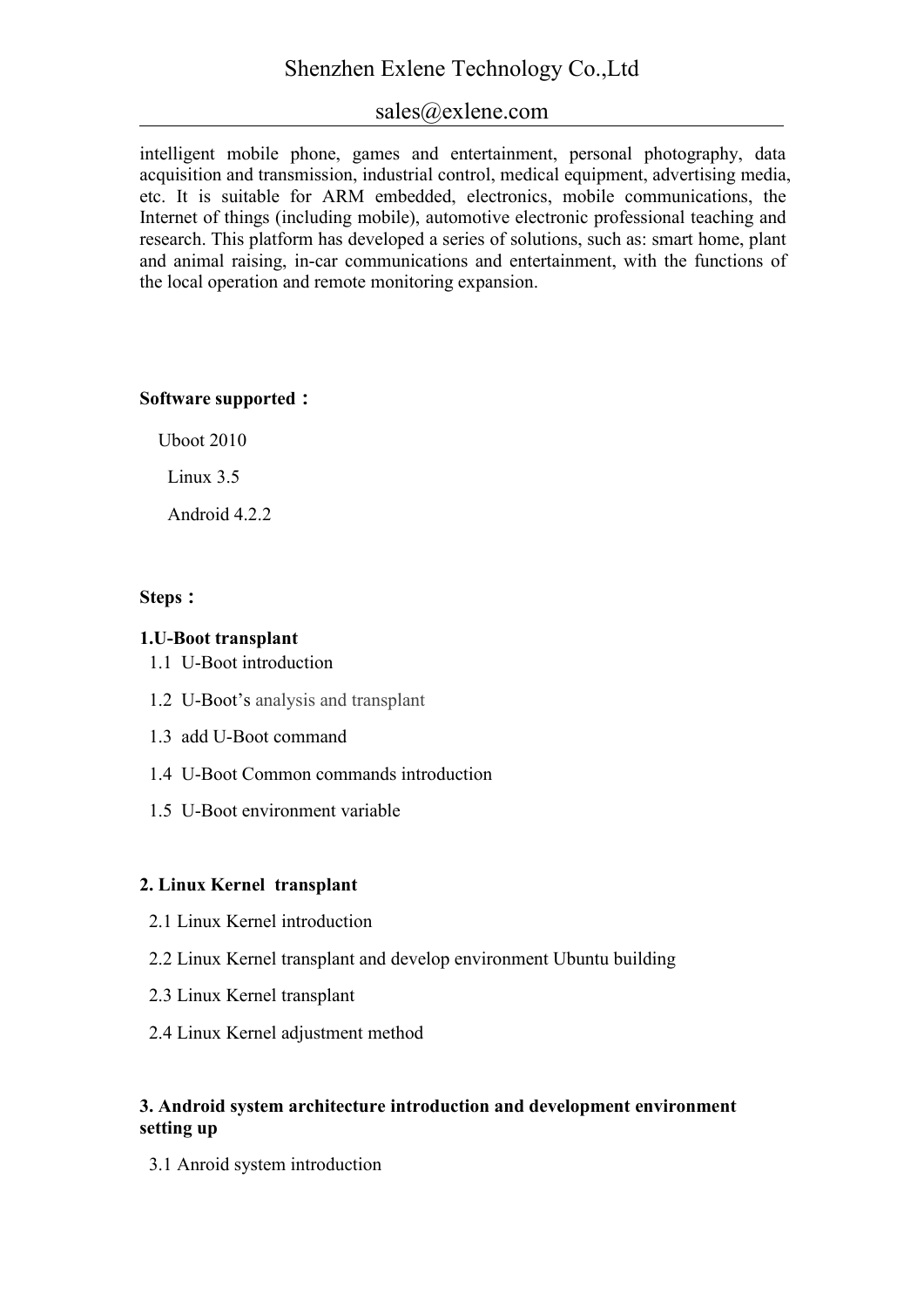intelligent mobile phone, games and entertainment, personal photography, data acquisition and transmission, industrial control, medical equipment, advertising media, etc. It is suitable for ARM embedded, electronics, mobile communications, the Internet of things (including mobile), automotive electronic professional teaching and research. This platform has developed a series of solutions, such as: smart home, plant and animal raising, in-car communications and entertainment, with the functions of the local operation and remote monitoring expansion.

**Software supported：**

Uboot 2010

Linux 3.5

Android 4.2.2

**Steps：**

**1.U-Boot transplant**

1.1 U-Boot introduction

1.2 U-Boot’s analysis and transplant

1.3 add U-Boot command

1.4 U-Boot Common commands introduction

1.5 U-Boot environment variable

**2. Linux Kernel transplant**

2.1 Linux Kernel introduction

2.2 Linux Kernel transplant and develop environment Ubuntu building

2.3 Linux Kernel transplant

2.4 Linux Kernel adjustment method

**3. Android system architecture introduction and development environment setting up**

3.1 Anroid system introduction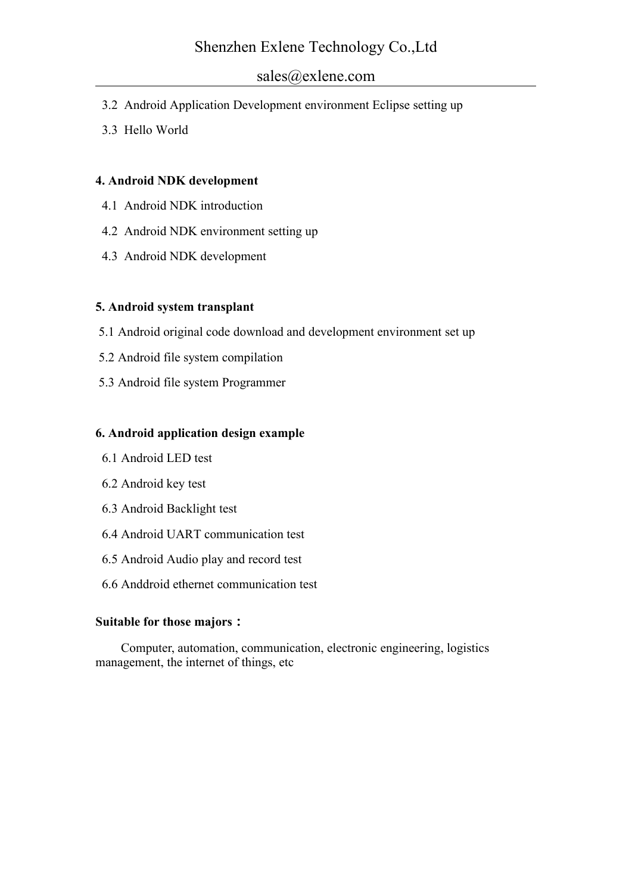3.2 Android Application Development environment Eclipse setting up

3.3 Hello World

**4. Android NDK development**

4.1 Android NDK introduction

4.2 Android NDK environment setting up

4.3 Android NDK development

**5. Android system transplant**

5.1 Android original code download and development environment set up

5.2 Android file system compilation

5.3 Android file system Programmer

**6. Android application design example**

6.1 Android LED test

6.2 Android key test

6.3 Android Backlight test

6.4 Android UART communication test

6.5 Android Audio play and record test

6.6 Anddroid ethernet communication test

**Suitable for those majors：**

Computer, automation, communication, electronic engineering, logistics management, the internet of things, etc